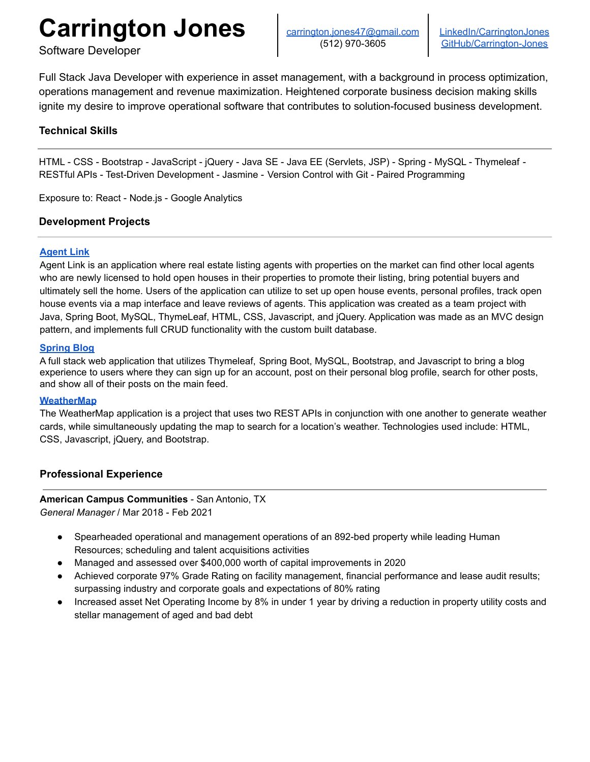# Carrington Jones

Software Developer

carrington.jones47@gmail.com
(512) 970-3605

LinkedIn/CarringtonJones
GitHub/Carrington-Jones

Full Stack Java Developer with experience in asset management, with a background in process optimization, operations management and revenue maximization. Heightened corporate business decision making skills ignite my desire to improve operational software that contributes to solution-focused business development.

## Technical Skills

HTML - CSS - Bootstrap - JavaScript - jQuery - Java SE - Java EE (Servlets, JSP) - Spring - MySQL - Thymeleaf - RESTful APIs - Test-Driven Development - Jasmine - Version Control with Git - Paired Programming

Exposure to: React - Node.js - Google Analytics

## Development Projects

**Agent Link**
Agent Link is an application where real estate listing agents with properties on the market can find other local agents who are newly licensed to hold open houses in their properties to promote their listing, bring potential buyers and ultimately sell the home. Users of the application can utilize to set up open house events, personal profiles, track open house events via a map interface and leave reviews of agents. This application was created as a team project with Java, Spring Boot, MySQL, ThymeLeaf, HTML, CSS, Javascript, and jQuery. Application was made as an MVC design pattern, and implements full CRUD functionality with the custom built database.

**Spring Blog**
A full stack web application that utilizes Thymeleaf, Spring Boot, MySQL, Bootstrap, and Javascript to bring a blog experience to users where they can sign up for an account, post on their personal blog profile, search for other posts, and show all of their posts on the main feed.

**WeatherMap**
The WeatherMap application is a project that uses two REST APIs in conjunction with one another to generate weather cards, while simultaneously updating the map to search for a location's weather. Technologies used include: HTML, CSS, Javascript, jQuery, and Bootstrap.

## Professional Experience

**American Campus Communities** - San Antonio, TX
*General Manager* / Mar 2018 - Feb 2021

- Spearheaded operational and management operations of an 892-bed property while leading Human Resources; scheduling and talent acquisitions activities
- Managed and assessed over $400,000 worth of capital improvements in 2020
- Achieved corporate 97% Grade Rating on facility management, financial performance and lease audit results; surpassing industry and corporate goals and expectations of 80% rating
- Increased asset Net Operating Income by 8% in under 1 year by driving a reduction in property utility costs and stellar management of aged and bad debt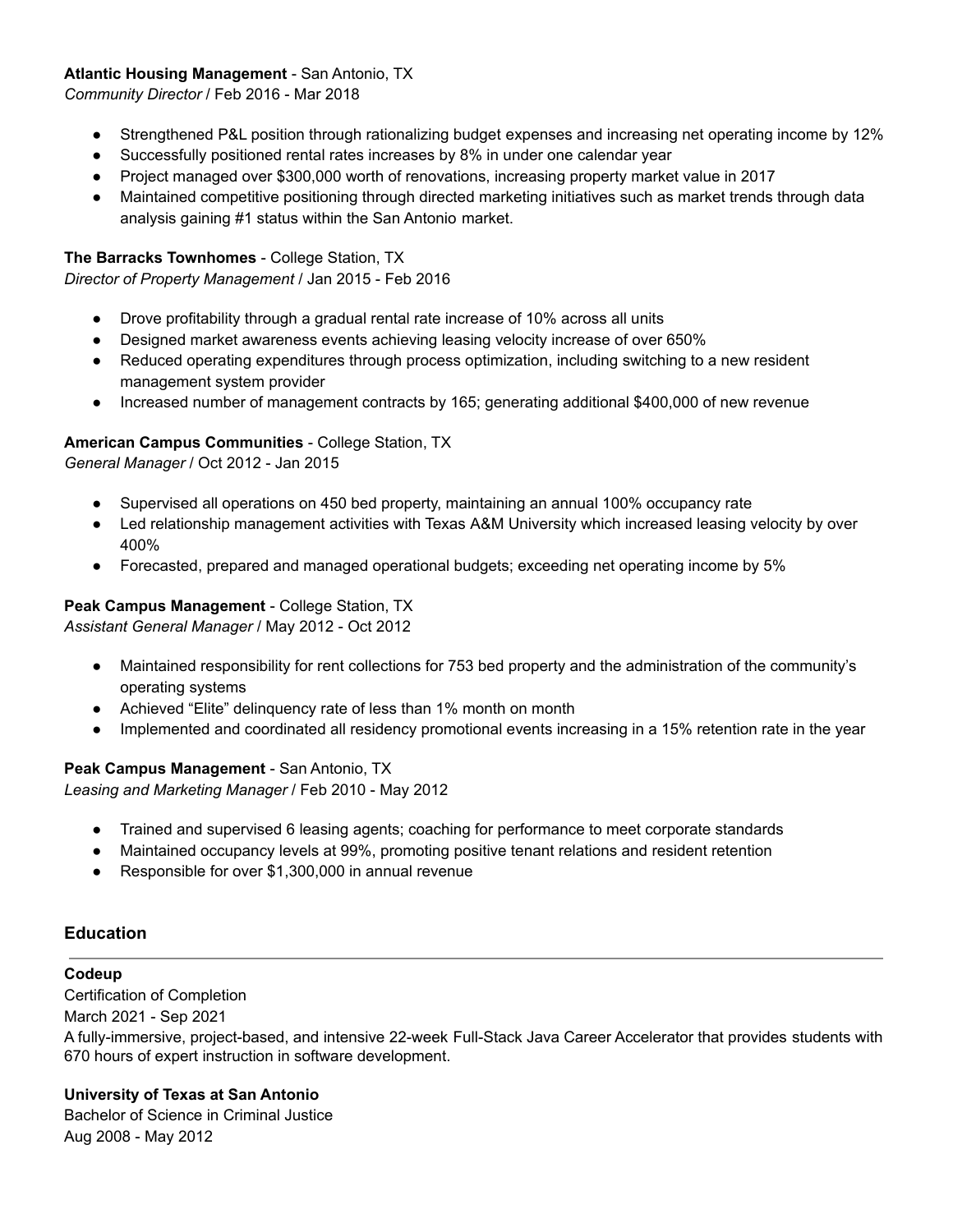**Atlantic Housing Management** - San Antonio, TX
*Community Director* / Feb 2016 - Mar 2018

- Strengthened P&L position through rationalizing budget expenses and increasing net operating income by 12%
- Successfully positioned rental rates increases by 8% in under one calendar year
- Project managed over $300,000 worth of renovations, increasing property market value in 2017
- Maintained competitive positioning through directed marketing initiatives such as market trends through data analysis gaining #1 status within the San Antonio market.

**The Barracks Townhomes** - College Station, TX
*Director of Property Management* / Jan 2015 - Feb 2016

- Drove profitability through a gradual rental rate increase of 10% across all units
- Designed market awareness events achieving leasing velocity increase of over 650%
- Reduced operating expenditures through process optimization, including switching to a new resident management system provider
- Increased number of management contracts by 165; generating additional $400,000 of new revenue

**American Campus Communities** - College Station, TX
*General Manager* / Oct 2012 - Jan 2015

- Supervised all operations on 450 bed property, maintaining an annual 100% occupancy rate
- Led relationship management activities with Texas A&M University which increased leasing velocity by over 400%
- Forecasted, prepared and managed operational budgets; exceeding net operating income by 5%

**Peak Campus Management** - College Station, TX
*Assistant General Manager* / May 2012 - Oct 2012

- Maintained responsibility for rent collections for 753 bed property and the administration of the community's operating systems
- Achieved "Elite" delinquency rate of less than 1% month on month
- Implemented and coordinated all residency promotional events increasing in a 15% retention rate in the year

**Peak Campus Management** - San Antonio, TX
*Leasing and Marketing Manager* / Feb 2010 - May 2012

- Trained and supervised 6 leasing agents; coaching for performance to meet corporate standards
- Maintained occupancy levels at 99%, promoting positive tenant relations and resident retention
- Responsible for over $1,300,000 in annual revenue

## Education

---

**Codeup**
Certification of Completion
March 2021 - Sep 2021
A fully-immersive, project-based, and intensive 22-week Full-Stack Java Career Accelerator that provides students with 670 hours of expert instruction in software development.

**University of Texas at San Antonio**
Bachelor of Science in Criminal Justice
Aug 2008 - May 2012